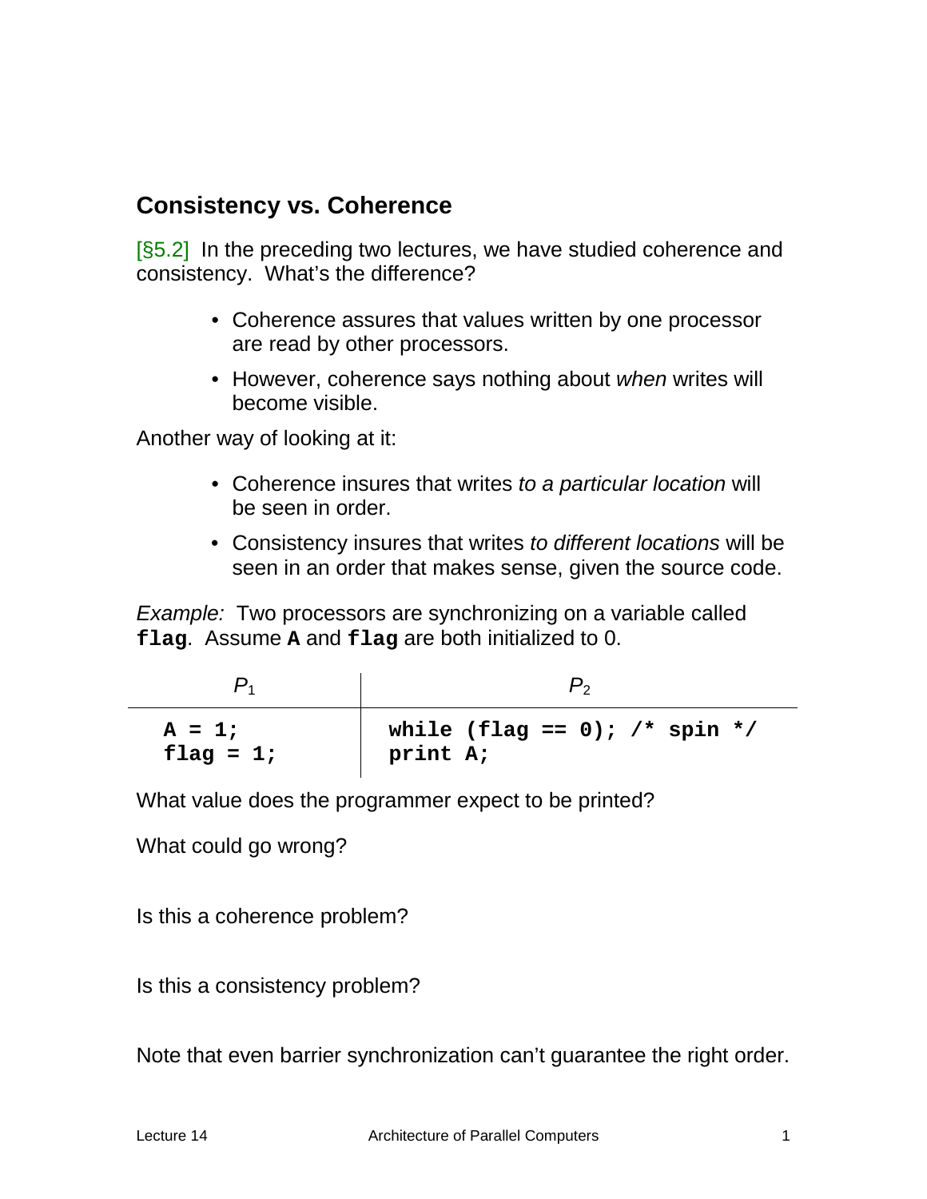## Consistency vs. Coherence

[§5.2] In the preceding two lectures, we have studied coherence and consistency. What's the difference?

- Coherence assures that values written by one processor are read by other processors.
- However, coherence says nothing about *when* writes will become visible.

Another way of looking at it:

- Coherence insures that writes *to a particular location* will be seen in order.
- Consistency insures that writes *to different locations* will be seen in an order that makes sense, given the source code.

*Example:* Two processors are synchronizing on a variable called **`flag`**. Assume **`A`** and **`flag`** are both initialized to 0.

| $P_1$ | $P_2$ |
|---|---|
| `A = 1;`<br>`flag = 1;` | `while (flag == 0); /* spin */`<br>`print A;` |

What value does the programmer expect to be printed?

What could go wrong?

Is this a coherence problem?

Is this a consistency problem?

Note that even barrier synchronization can't guarantee the right order.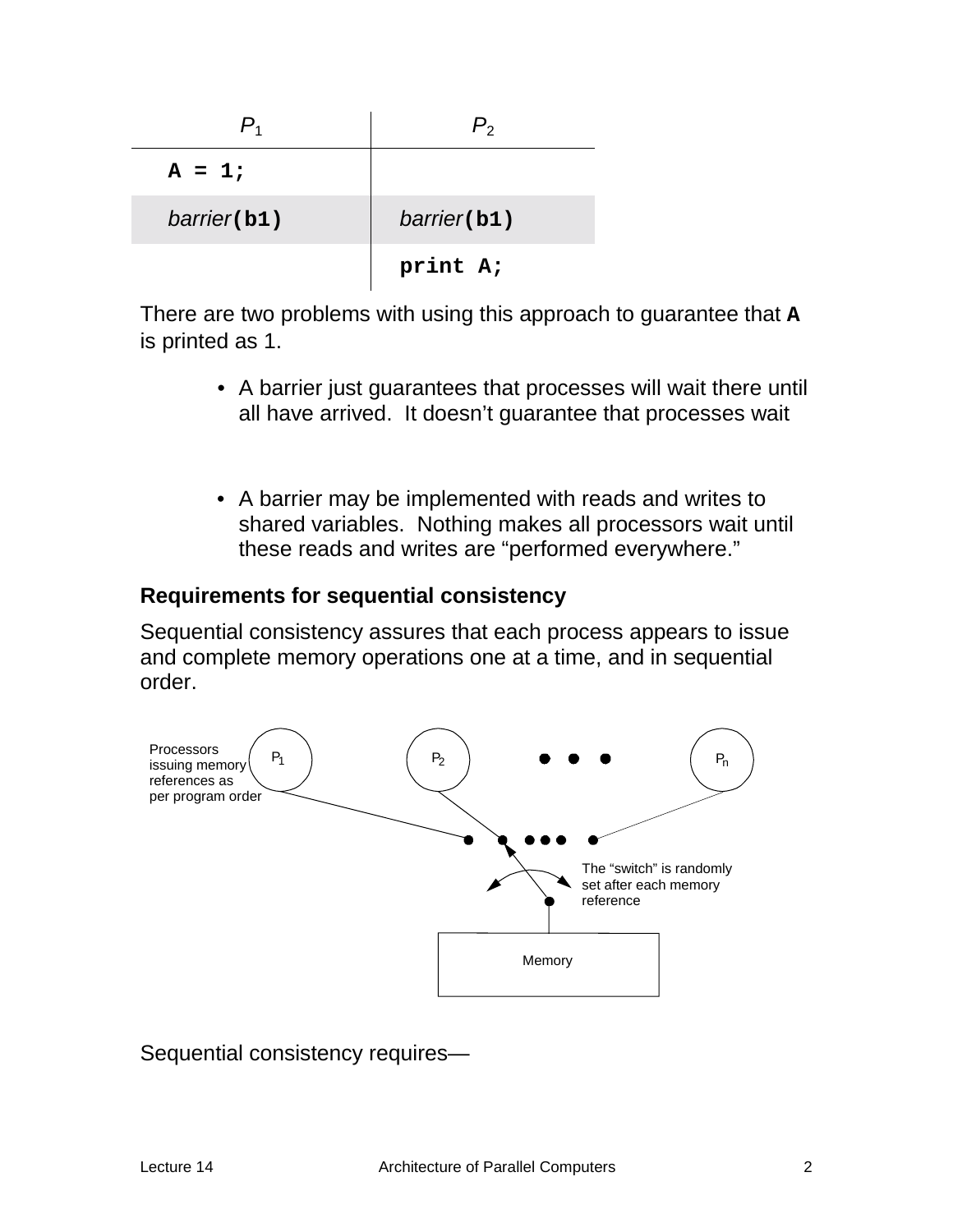| $P_1$ | $P_2$ |
|---|---|
| **A = 1;** | |
| *barrier*(**b1**) | *barrier*(**b1**) |
| | **print A;** |

There are two problems with using this approach to guarantee that **A** is printed as 1.

- A barrier just guarantees that processes will wait there until all have arrived. It doesn't guarantee that processes wait

- A barrier may be implemented with reads and writes to shared variables. Nothing makes all processors wait until these reads and writes are "performed everywhere."

### Requirements for sequential consistency

Sequential consistency assures that each process appears to issue and complete memory operations one at a time, and in sequential order.

Processors issuing memory references as per program order

$P_1$ $P_2$ • • • $P_n$

The "switch" is randomly set after each memory reference

Memory

Sequential consistency requires—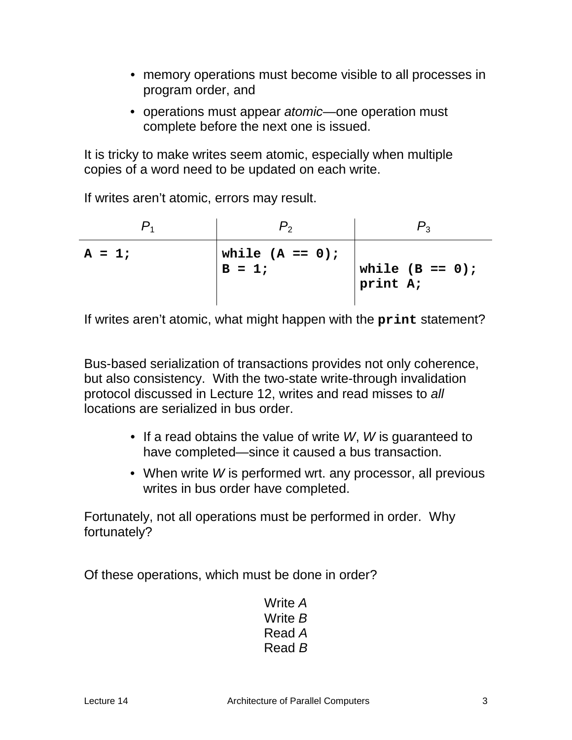- memory operations must become visible to all processes in program order, and
- operations must appear *atomic*—one operation must complete before the next one is issued.

It is tricky to make writes seem atomic, especially when multiple copies of a word need to be updated on each write.

If writes aren't atomic, errors may result.

| $P_1$ | $P_2$ | $P_3$ |
|---|---|---|
| `A = 1;` | `while (A == 0);`<br>`B = 1;` | <br>`while (B == 0);`<br>`print A;` |

If writes aren't atomic, what might happen with the **`print`** statement?

Bus-based serialization of transactions provides not only coherence, but also consistency. With the two-state write-through invalidation protocol discussed in Lecture 12, writes and read misses to *all* locations are serialized in bus order.

- If a read obtains the value of write *W*, *W* is guaranteed to have completed—since it caused a bus transaction.
- When write *W* is performed wrt. any processor, all previous writes in bus order have completed.

Fortunately, not all operations must be performed in order. Why fortunately?

Of these operations, which must be done in order?

Write *A*
Write *B*
Read *A*
Read *B*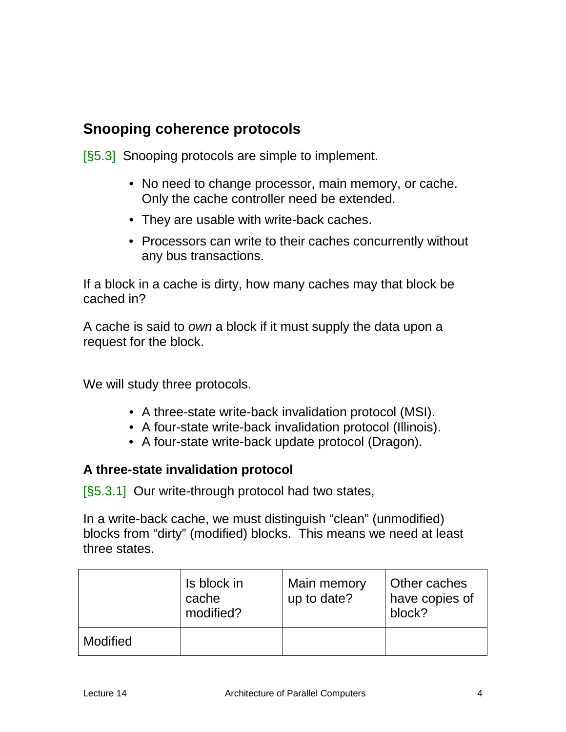## Snooping coherence protocols

[§5.3] Snooping protocols are simple to implement.

- No need to change processor, main memory, or cache. Only the cache controller need be extended.
- They are usable with write-back caches.
- Processors can write to their caches concurrently without any bus transactions.

If a block in a cache is dirty, how many caches may that block be cached in?

A cache is said to *own* a block if it must supply the data upon a request for the block.

We will study three protocols.

- A three-state write-back invalidation protocol (MSI).
- A four-state write-back invalidation protocol (Illinois).
- A four-state write-back update protocol (Dragon).

### A three-state invalidation protocol

[§5.3.1] Our write-through protocol had two states,

In a write-back cache, we must distinguish "clean" (unmodified) blocks from "dirty" (modified) blocks. This means we need at least three states.

| | Is block in cache modified? | Main memory up to date? | Other caches have copies of block? |
|---|---|---|---|
| Modified | | | |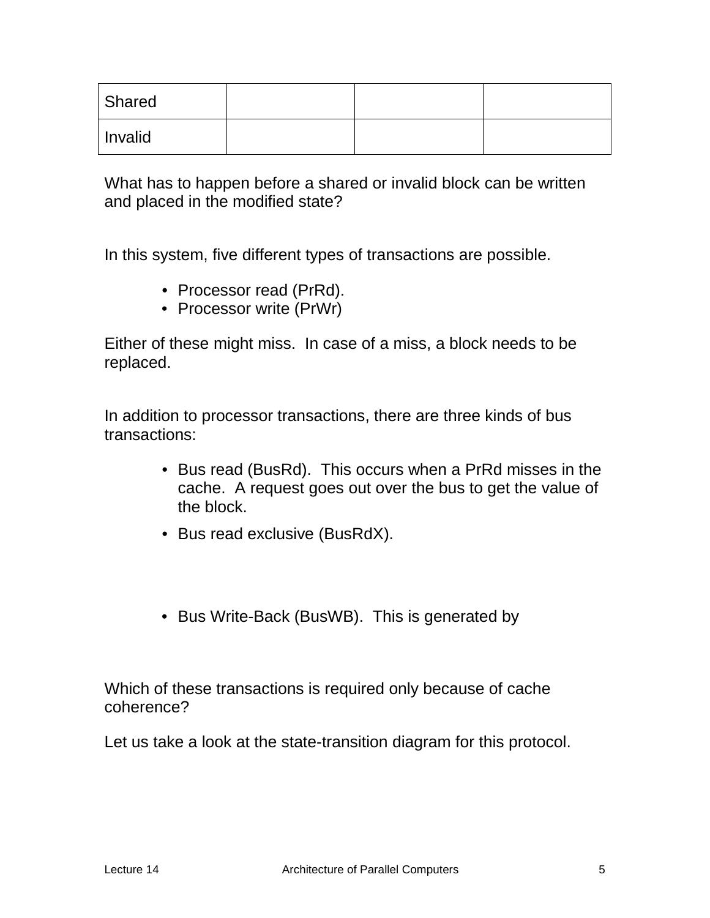| Shared | | | |
| --- | --- | --- | --- |
| Invalid | | | |

What has to happen before a shared or invalid block can be written and placed in the modified state?

In this system, five different types of transactions are possible.

- Processor read (PrRd).
- Processor write (PrWr)

Either of these might miss. In case of a miss, a block needs to be replaced.

In addition to processor transactions, there are three kinds of bus transactions:

- Bus read (BusRd). This occurs when a PrRd misses in the cache. A request goes out over the bus to get the value of the block.
- Bus read exclusive (BusRdX).
- Bus Write-Back (BusWB). This is generated by

Which of these transactions is required only because of cache coherence?

Let us take a look at the state-transition diagram for this protocol.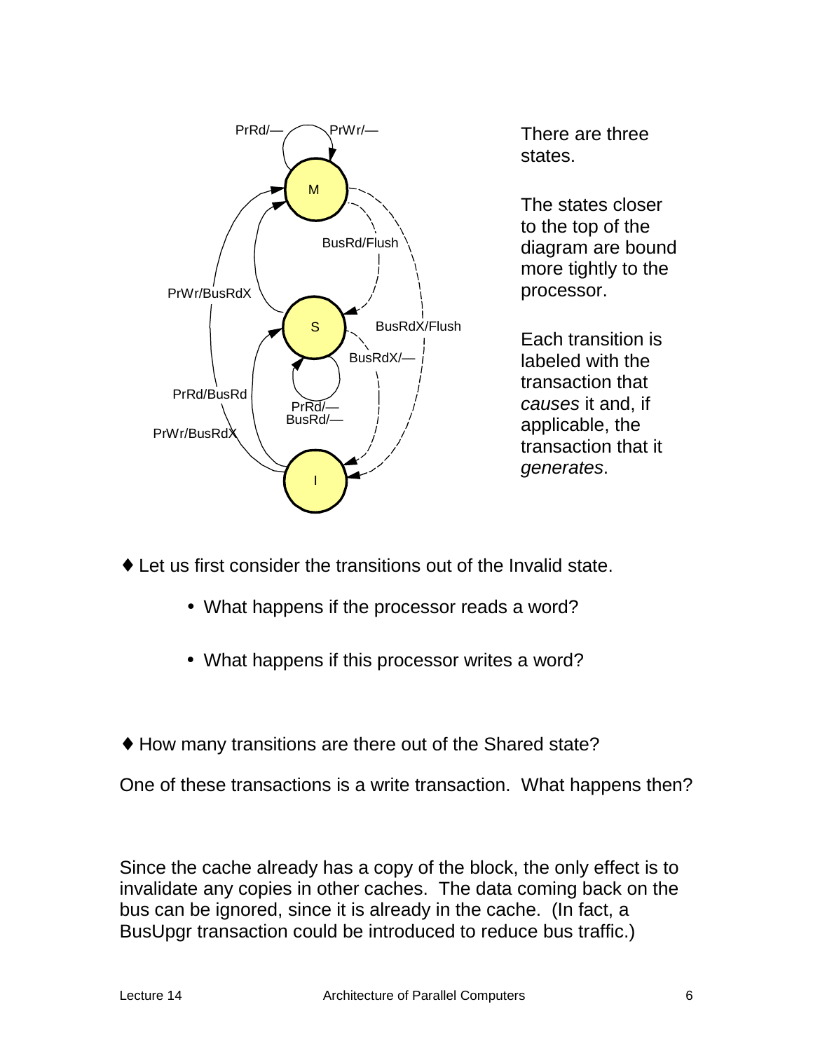There are three states.

The states closer to the top of the diagram are bound more tightly to the processor.

Each transition is labeled with the transaction that *causes* it and, if applicable, the transaction that it *generates*.

♦ Let us first consider the transitions out of the Invalid state.

- What happens if the processor reads a word?
- What happens if this processor writes a word?

♦ How many transitions are there out of the Shared state?

One of these transactions is a write transaction. What happens then?

Since the cache already has a copy of the block, the only effect is to invalidate any copies in other caches. The data coming back on the bus can be ignored, since it is already in the cache. (In fact, a BusUpgr transaction could be introduced to reduce bus traffic.)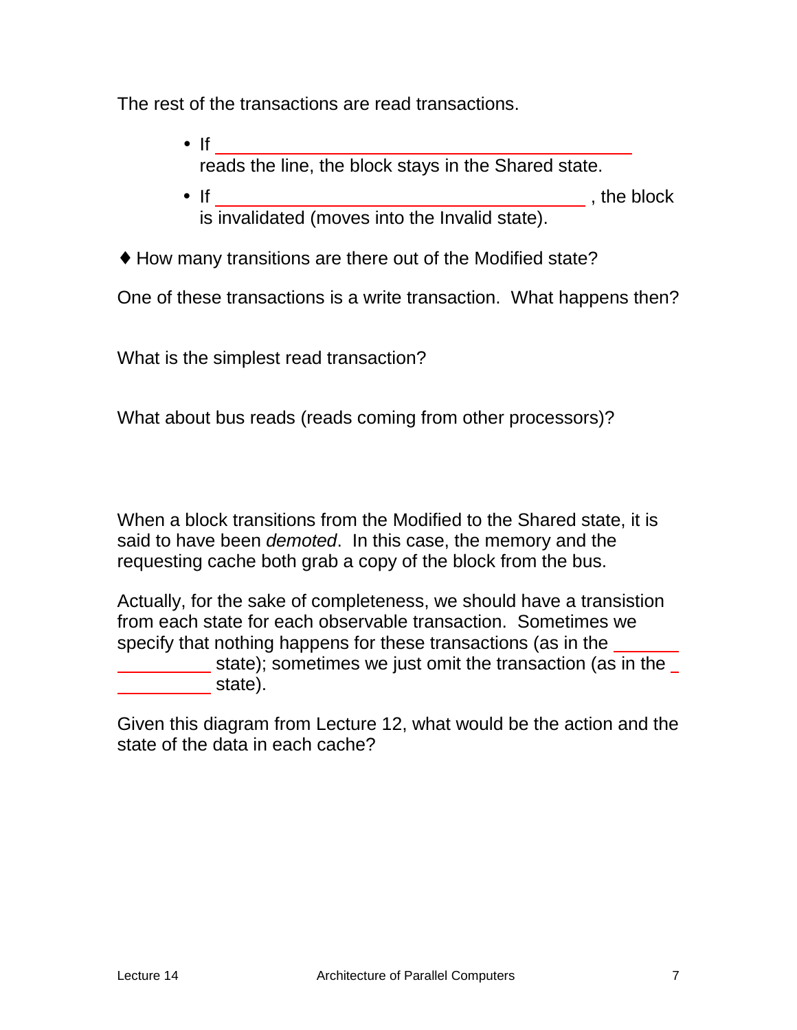The rest of the transactions are read transactions.

- If \_\_\_\_\_\_\_\_\_\_\_\_\_\_\_\_\_\_\_\_\_\_\_\_\_\_\_\_\_\_\_\_\_\_\_\_\_\_\_\_ reads the line, the block stays in the Shared state.
- If \_\_\_\_\_\_\_\_\_\_\_\_\_\_\_\_\_\_\_\_\_\_\_\_\_\_\_\_\_\_\_\_\_\_\_\_ , the block is invalidated (moves into the Invalid state).

♦ How many transitions are there out of the Modified state?

One of these transactions is a write transaction. What happens then?

What is the simplest read transaction?

What about bus reads (reads coming from other processors)?

When a block transitions from the Modified to the Shared state, it is said to have been *demoted*. In this case, the memory and the requesting cache both grab a copy of the block from the bus.

Actually, for the sake of completeness, we should have a transistion from each state for each observable transaction. Sometimes we specify that nothing happens for these transactions (as in the \_\_\_\_\_\_\_\_\_\_\_\_\_\_\_\_ state); sometimes we just omit the transaction (as in the \_\_\_\_\_\_\_\_\_\_ state).

Given this diagram from Lecture 12, what would be the action and the state of the data in each cache?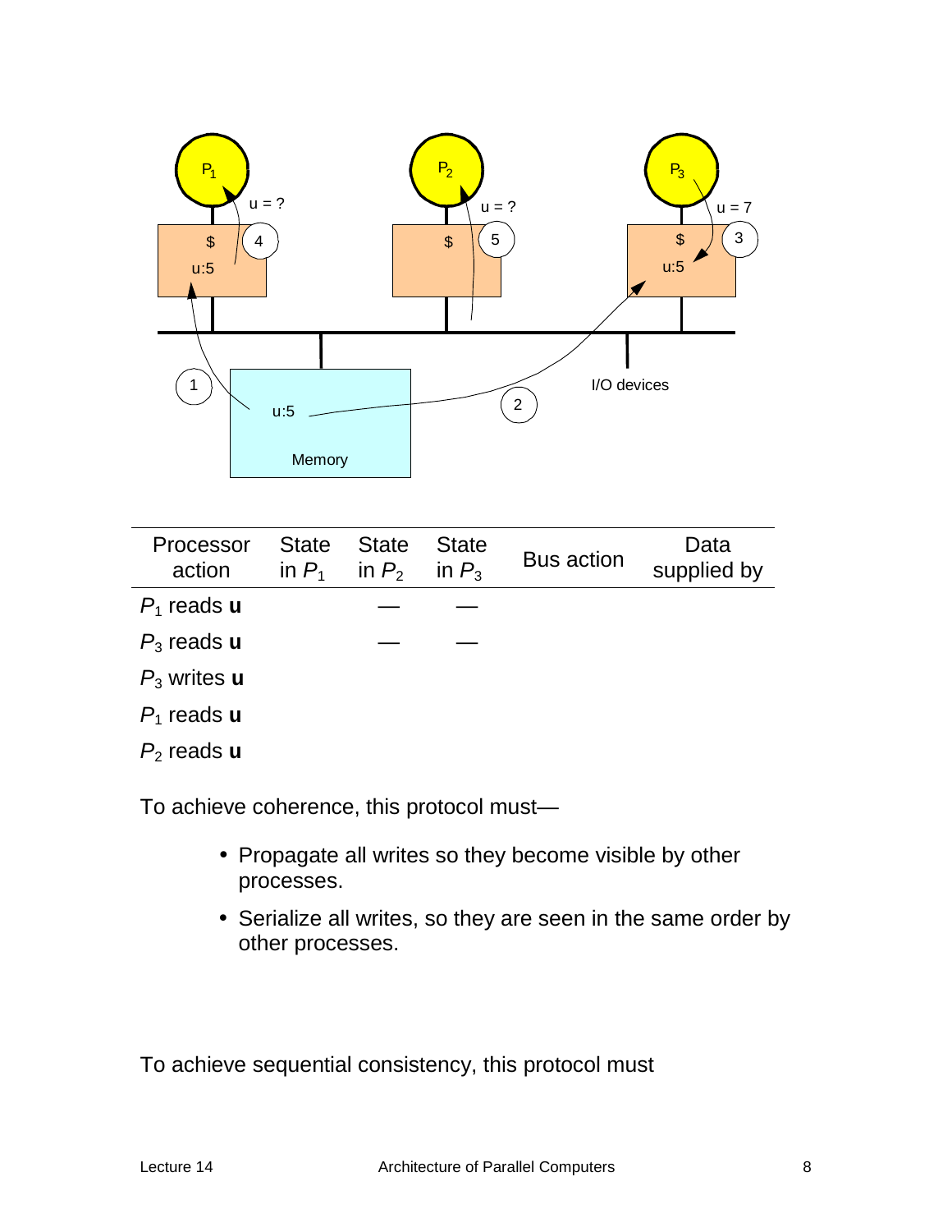| Processor action | State in $P_1$ | State in $P_2$ | State in $P_3$ | Bus action | Data supplied by |
|---|---|---|---|---|---|
| $P_1$ reads **u** | | — | — | | |
| $P_3$ reads **u** | | — | — | | |
| $P_3$ writes **u** | | | | | |
| $P_1$ reads **u** | | | | | |
| $P_2$ reads **u** | | | | | |

To achieve coherence, this protocol must—

- Propagate all writes so they become visible by other processes.
- Serialize all writes, so they are seen in the same order by other processes.

To achieve sequential consistency, this protocol must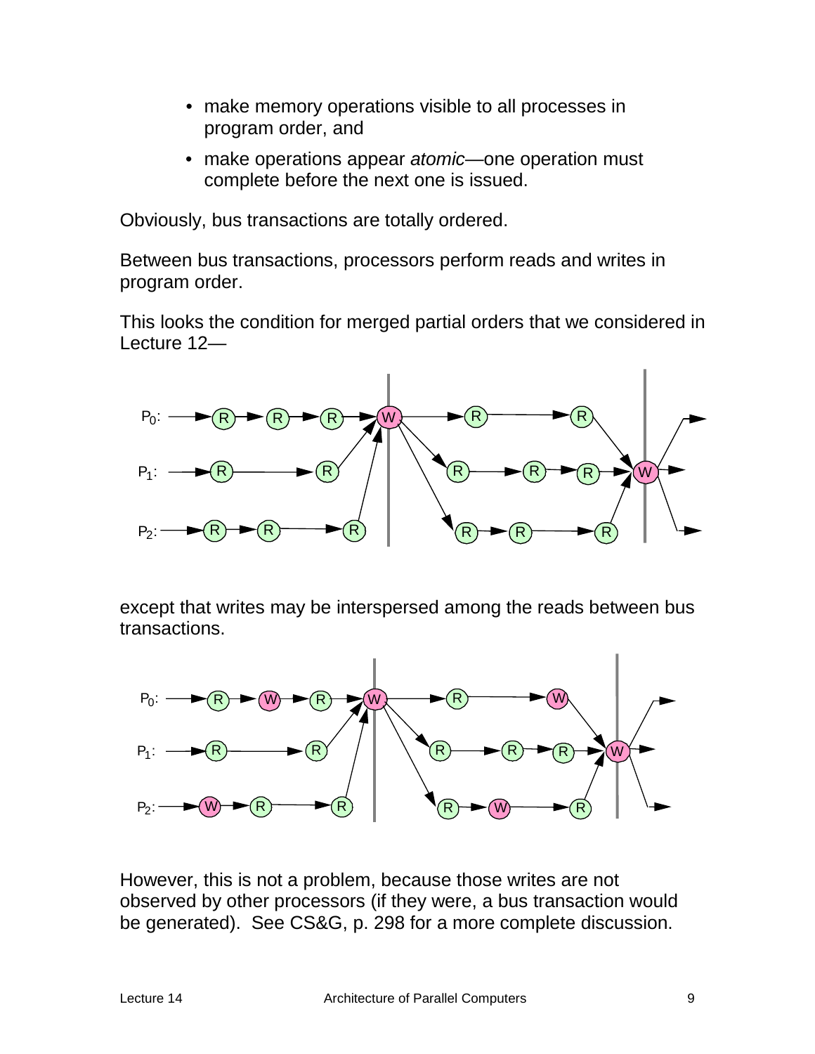- make memory operations visible to all processes in program order, and
- make operations appear *atomic*—one operation must complete before the next one is issued.

Obviously, bus transactions are totally ordered.

Between bus transactions, processors perform reads and writes in program order.

This looks the condition for merged partial orders that we considered in Lecture 12—

except that writes may be interspersed among the reads between bus transactions.

However, this is not a problem, because those writes are not observed by other processors (if they were, a bus transaction would be generated). See CS&G, p. 298 for a more complete discussion.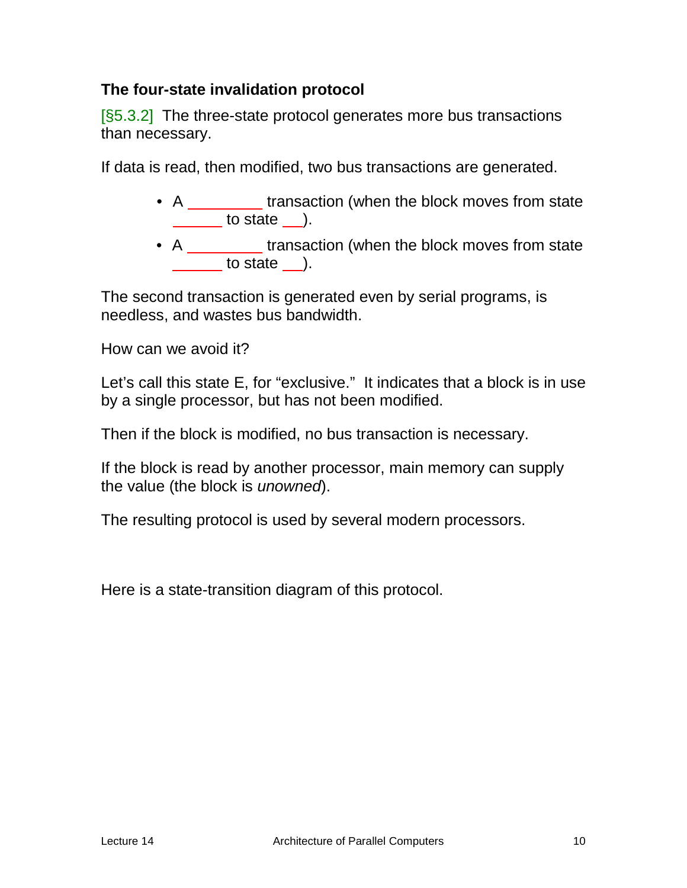### The four-state invalidation protocol

[§5.3.2] The three-state protocol generates more bus transactions than necessary.

If data is read, then modified, two bus transactions are generated.

- A ________ transaction (when the block moves from state ______ to state __).
- A ________ transaction (when the block moves from state ______ to state __).

The second transaction is generated even by serial programs, is needless, and wastes bus bandwidth.

How can we avoid it?

Let's call this state E, for "exclusive." It indicates that a block is in use by a single processor, but has not been modified.

Then if the block is modified, no bus transaction is necessary.

If the block is read by another processor, main memory can supply the value (the block is *unowned*).

The resulting protocol is used by several modern processors.

Here is a state-transition diagram of this protocol.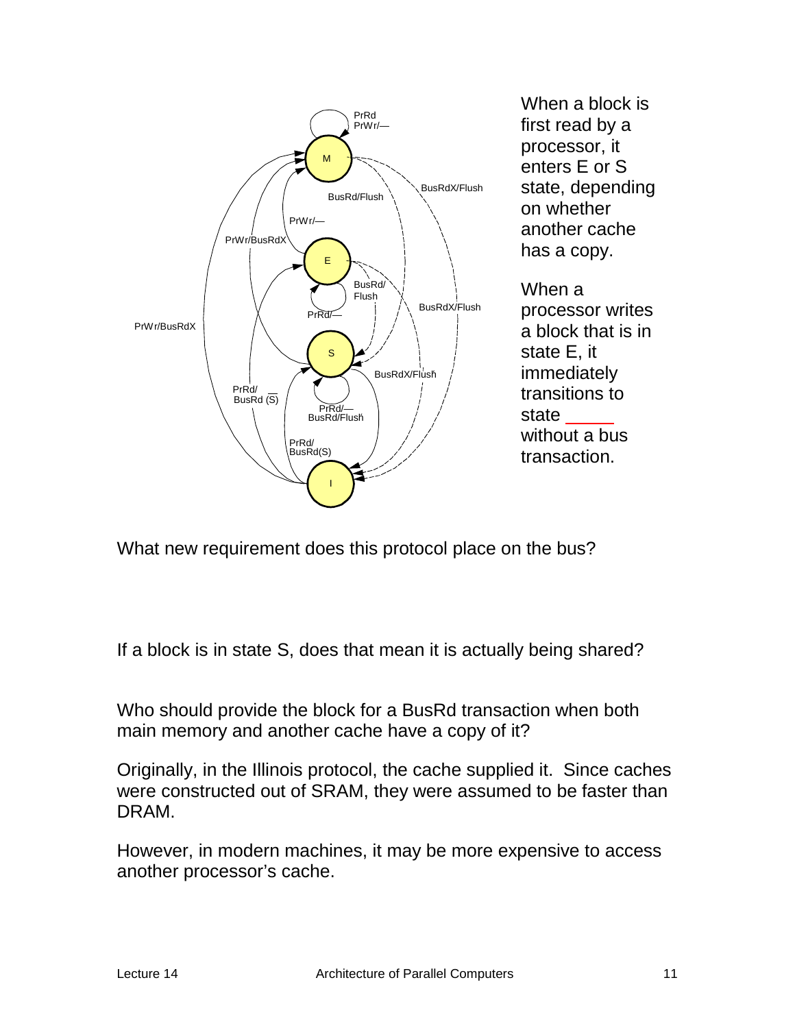When a block is first read by a processor, it enters E or S state, depending on whether another cache has a copy.

When a processor writes a block that is in state E, it immediately transitions to state _____ without a bus transaction.

What new requirement does this protocol place on the bus?

If a block is in state S, does that mean it is actually being shared?

Who should provide the block for a BusRd transaction when both main memory and another cache have a copy of it?

Originally, in the Illinois protocol, the cache supplied it. Since caches were constructed out of SRAM, they were assumed to be faster than DRAM.

However, in modern machines, it may be more expensive to access another processor's cache.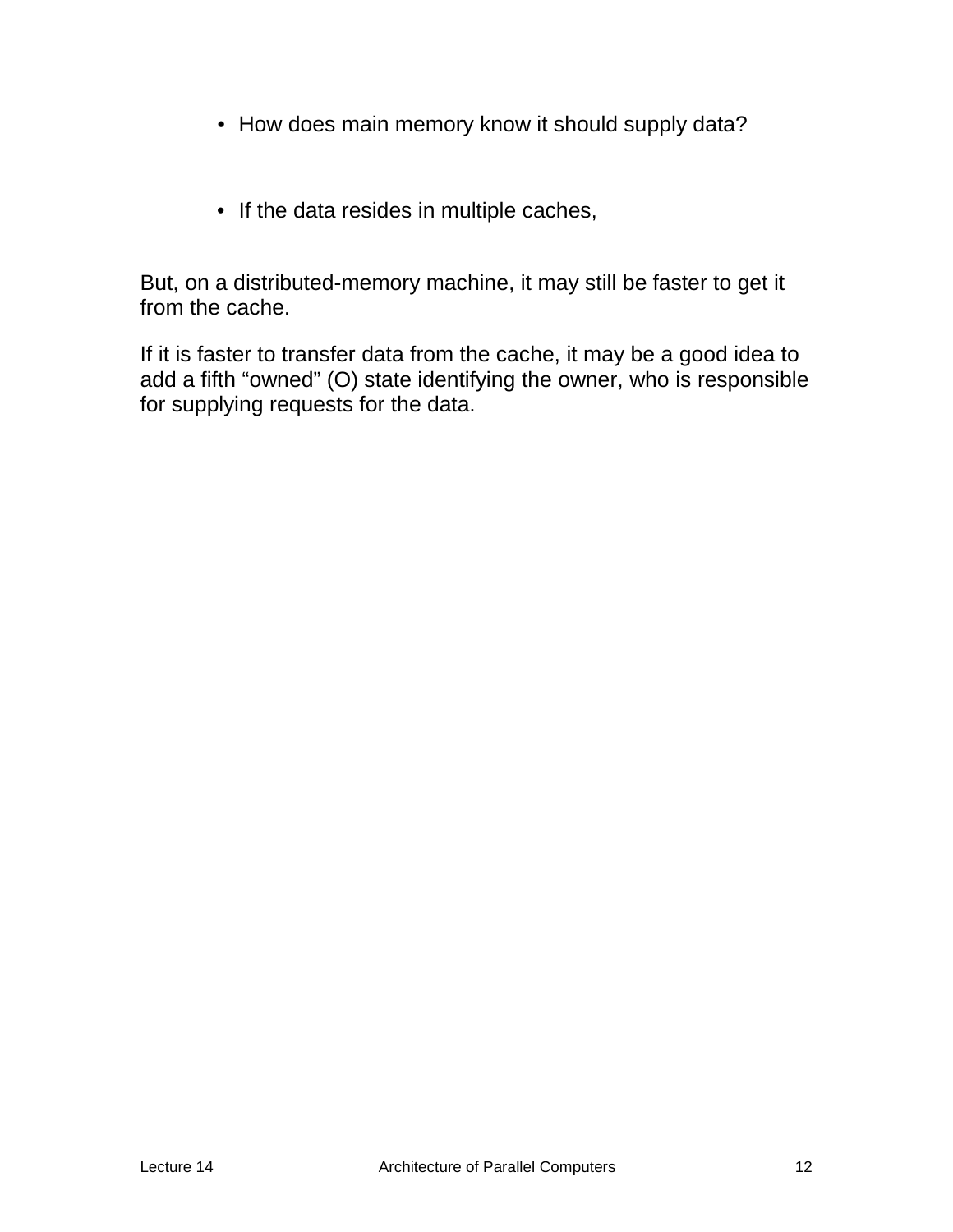- How does main memory know it should supply data?

- If the data resides in multiple caches,

But, on a distributed-memory machine, it may still be faster to get it from the cache.

If it is faster to transfer data from the cache, it may be a good idea to add a fifth "owned" (O) state identifying the owner, who is responsible for supplying requests for the data.